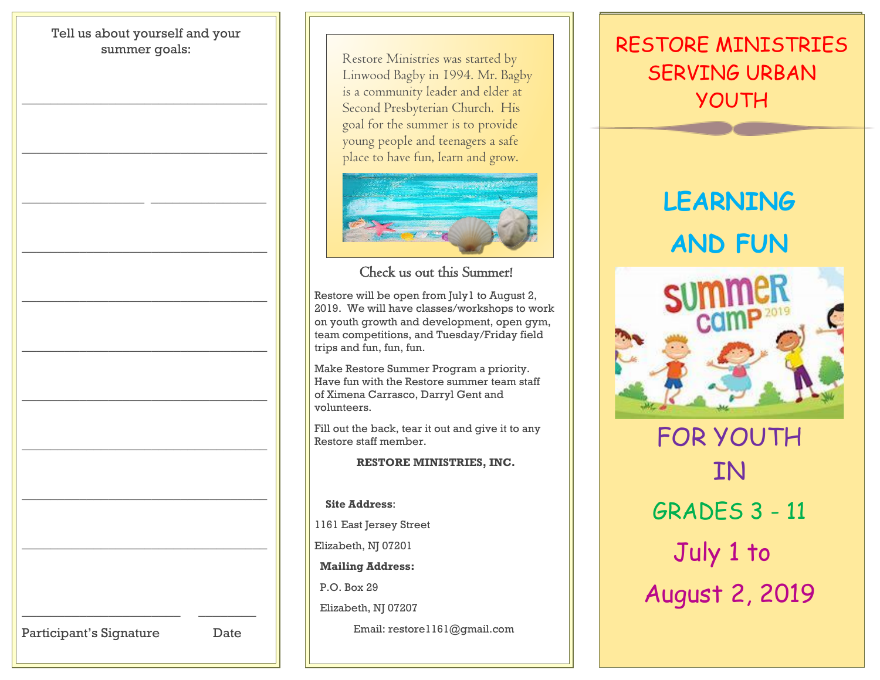Tell us about yourself and your summer goals:

_________________________________

_________________________________

________________ ________________

_________________________________

_________________________________

_________________________________

_________________________________

_________________________________

_________________________________

_________________________________

_____________________ _______

Participant's Signature Date

Restore Ministries was started by Linwood Bagby in 1994. Mr. Bagby is a community leader and elder at Second Presbyterian Church. His goal for the summer is to provide young people and teenagers a safe place to have fun, learn and grow.

## Check us out this Summer!

Restore will be open from July1 to August 2, 2019. We will have classes/workshops to work on youth growth and development, open gym, team competitions, and Tuesday/Friday field trips and fun, fun, fun.

Make Restore Summer Program a priority. Have fun with the Restore summer team staff of Ximena Carrasco, Darryl Gent and volunteers.

Fill out the back, tear it out and give it to any Restore staff member.

**RESTORE MINISTRIES, INC.**

**Site Address**:

1161 East Jersey Street

Elizabeth, NJ 07201

**Mailing Address:**

P.O. Box 29

Elizabeth, NJ 07207

Email: restore1161@gmail.com

# RESTORE MINISTRIES SERVING URBAN YOUTH

## LEARNING AND FUN

SUMMER CAMP 2019

## FOR YOUTH IN

## GRADES 3 - 11

## July 1 to August 2, 2019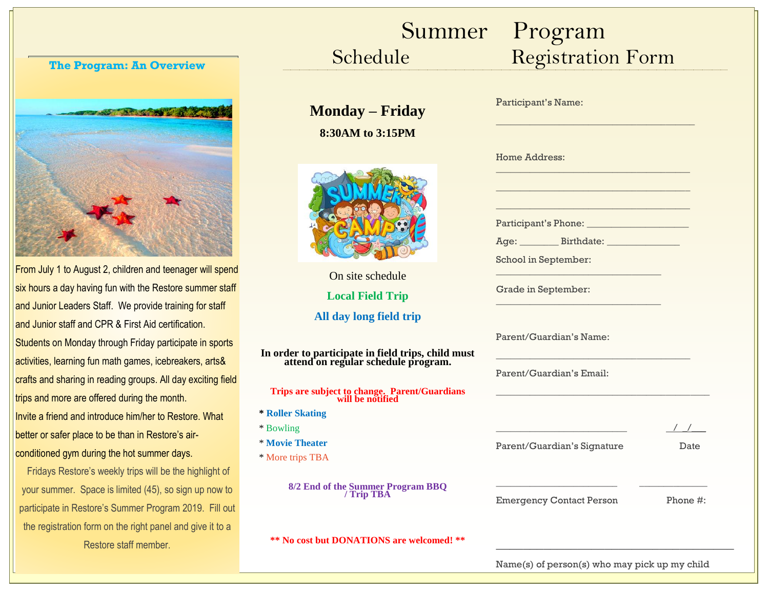## The Program: An Overview

From July 1 to August 2, children and teenager will spend six hours a day having fun with the Restore summer staff and Junior Leaders Staff. We provide training for staff and Junior staff and CPR & First Aid certification. Students on Monday through Friday participate in sports activities, learning fun math games, icebreakers, arts& crafts and sharing in reading groups. All day exciting field trips and more are offered during the month.
Invite a friend and introduce him/her to Restore. What better or safer place to be than in Restore's air-conditioned gym during the hot summer days.

Fridays Restore's weekly trips will be the highlight of your summer. Space is limited (45), so sign up now to participate in Restore's Summer Program 2019. Fill out the registration form on the right panel and give it to a Restore staff member.

# Summer Program Schedule

**Monday – Friday**

**8:30AM to 3:15PM**

On site schedule

**Local Field Trip**

**All day long field trip**

**In order to participate in field trips, child must attend on regular schedule program.**

**Trips are subject to change. Parent/Guardians will be notified**

- **Roller Skating**
- Bowling
- **Movie Theater**
- More trips TBA

**8/2 End of the Summer Program BBQ / Trip TBA**

**** No cost but DONATIONS are welcomed! ****

# Summer Program Registration Form

Participant's Name:

_______________________________________

Home Address:
_______________________________________
_______________________________________
_______________________________________

Participant's Phone: ____________________

Age: _______ Birthdate: ______________

School in September:
________________________________

Grade in September:
________________________________

Parent/Guardian's Name:

_______________________________________

Parent/Guardian's Email:

_______________________________________

_________________________ __/__/___

Parent/Guardian's Signature Date

_______________________ _____________

Emergency Contact Person Phone #:

_______________________________________________

Name(s) of person(s) who may pick up my child